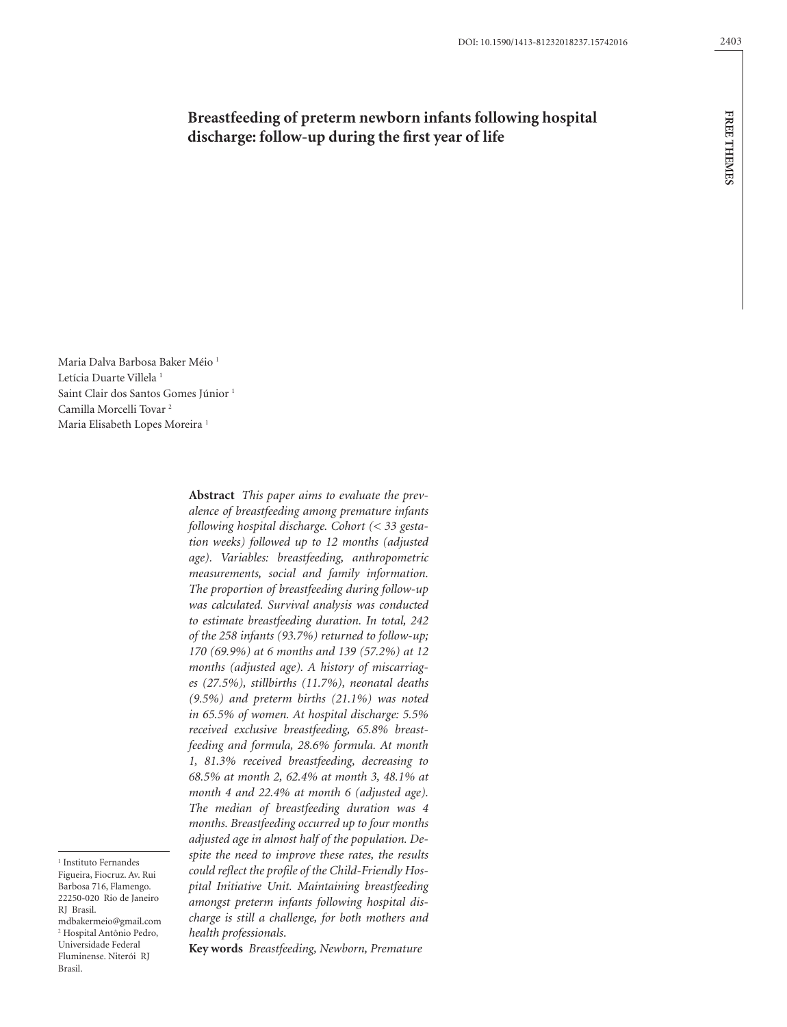# Breastfeeding of preterm newborn infants following hospital discharge: follow-up during the first year of life

Maria Dalva Barbosa Baker Méio [1]
Letícia Duarte Villela [1]
Saint Clair dos Santos Gomes Júnior [1]
Camilla Morcelli Tovar [2]
Maria Elisabeth Lopes Moreira [1]

**Abstract** *This paper aims to evaluate the prevalence of breastfeeding among premature infants following hospital discharge. Cohort (< 33 gestation weeks) followed up to 12 months (adjusted age). Variables: breastfeeding, anthropometric measurements, social and family information. The proportion of breastfeeding during follow-up was calculated. Survival analysis was conducted to estimate breastfeeding duration. In total, 242 of the 258 infants (93.7%) returned to follow-up; 170 (69.9%) at 6 months and 139 (57.2%) at 12 months (adjusted age). A history of miscarriages (27.5%), stillbirths (11.7%), neonatal deaths (9.5%) and preterm births (21.1%) was noted in 65.5% of women. At hospital discharge: 5.5% received exclusive breastfeeding, 65.8% breastfeeding and formula, 28.6% formula. At month 1, 81.3% received breastfeeding, decreasing to 68.5% at month 2, 62.4% at month 3, 48.1% at month 4 and 22.4% at month 6 (adjusted age). The median of breastfeeding duration was 4 months. Breastfeeding occurred up to four months adjusted age in almost half of the population. Despite the need to improve these rates, the results could reflect the profile of the Child-Friendly Hospital Initiative Unit. Maintaining breastfeeding amongst preterm infants following hospital discharge is still a challenge, for both mothers and health professionals.*

**Key words** *Breastfeeding, Newborn, Premature*

[1] Instituto Fernandes Figueira, Fiocruz. Av. Rui Barbosa 716, Flamengo. 22250-020 Rio de Janeiro RJ Brasil. mdbakermeio@gmail.com
[2] Hospital Antônio Pedro, Universidade Federal Fluminense. Niterói RJ Brasil.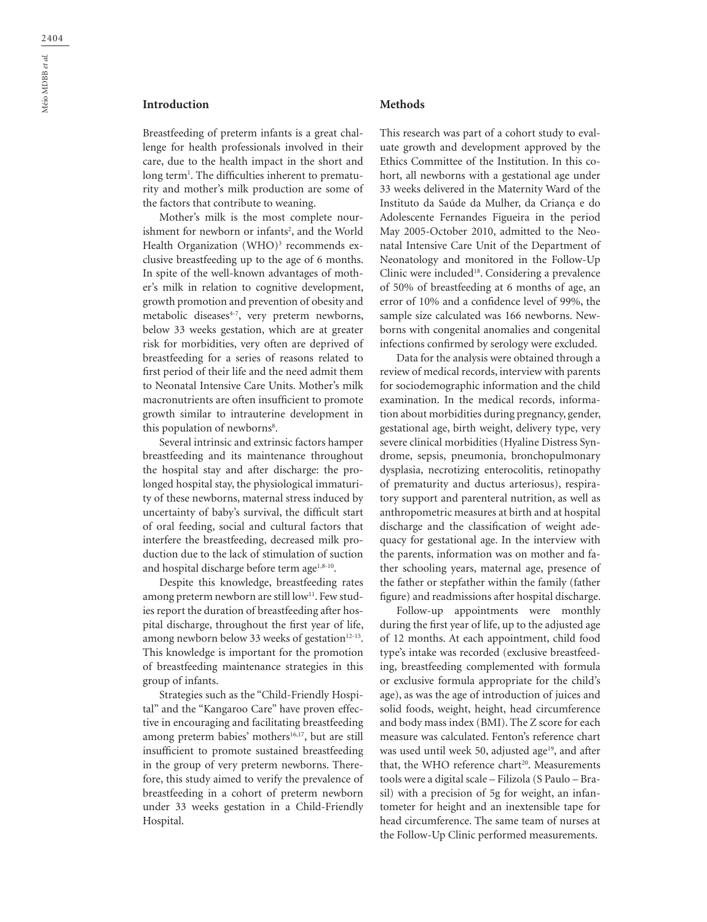## Introduction

Breastfeeding of preterm infants is a great challenge for health professionals involved in their care, due to the health impact in the short and long term[1]. The difficulties inherent to prematurity and mother's milk production are some of the factors that contribute to weaning.

Mother's milk is the most complete nourishment for newborn or infants[2], and the World Health Organization (WHO)[3] recommends exclusive breastfeeding up to the age of 6 months. In spite of the well-known advantages of mother's milk in relation to cognitive development, growth promotion and prevention of obesity and metabolic diseases[4-7], very preterm newborns, below 33 weeks gestation, which are at greater risk for morbidities, very often are deprived of breastfeeding for a series of reasons related to first period of their life and the need admit them to Neonatal Intensive Care Units. Mother's milk macronutrients are often insufficient to promote growth similar to intrauterine development in this population of newborns[8].

Several intrinsic and extrinsic factors hamper breastfeeding and its maintenance throughout the hospital stay and after discharge: the prolonged hospital stay, the physiological immaturity of these newborns, maternal stress induced by uncertainty of baby's survival, the difficult start of oral feeding, social and cultural factors that interfere the breastfeeding, decreased milk production due to the lack of stimulation of suction and hospital discharge before term age[1,8-10].

Despite this knowledge, breastfeeding rates among preterm newborn are still low[11]. Few studies report the duration of breastfeeding after hospital discharge, throughout the first year of life, among newborn below 33 weeks of gestation[12-15]. This knowledge is important for the promotion of breastfeeding maintenance strategies in this group of infants.

Strategies such as the "Child-Friendly Hospital" and the "Kangaroo Care" have proven effective in encouraging and facilitating breastfeeding among preterm babies' mothers[16,17], but are still insufficient to promote sustained breastfeeding in the group of very preterm newborns. Therefore, this study aimed to verify the prevalence of breastfeeding in a cohort of preterm newborn under 33 weeks gestation in a Child-Friendly Hospital.

## Methods

This research was part of a cohort study to evaluate growth and development approved by the Ethics Committee of the Institution. In this cohort, all newborns with a gestational age under 33 weeks delivered in the Maternity Ward of the Instituto da Saúde da Mulher, da Criança e do Adolescente Fernandes Figueira in the period May 2005-October 2010, admitted to the Neonatal Intensive Care Unit of the Department of Neonatology and monitored in the Follow-Up Clinic were included[18]. Considering a prevalence of 50% of breastfeeding at 6 months of age, an error of 10% and a confidence level of 99%, the sample size calculated was 166 newborns. Newborns with congenital anomalies and congenital infections confirmed by serology were excluded.

Data for the analysis were obtained through a review of medical records, interview with parents for sociodemographic information and the child examination. In the medical records, information about morbidities during pregnancy, gender, gestational age, birth weight, delivery type, very severe clinical morbidities (Hyaline Distress Syndrome, sepsis, pneumonia, bronchopulmonary dysplasia, necrotizing enterocolitis, retinopathy of prematurity and ductus arteriosus), respiratory support and parenteral nutrition, as well as anthropometric measures at birth and at hospital discharge and the classification of weight adequacy for gestational age. In the interview with the parents, information was on mother and father schooling years, maternal age, presence of the father or stepfather within the family (father figure) and readmissions after hospital discharge.

Follow-up appointments were monthly during the first year of life, up to the adjusted age of 12 months. At each appointment, child food type's intake was recorded (exclusive breastfeeding, breastfeeding complemented with formula or exclusive formula appropriate for the child's age), as was the age of introduction of juices and solid foods, weight, height, head circumference and body mass index (BMI). The Z score for each measure was calculated. Fenton's reference chart was used until week 50, adjusted age[19], and after that, the WHO reference chart[20]. Measurements tools were a digital scale – Filizola (S Paulo – Brasil) with a precision of 5g for weight, an infantometer for height and an inextensible tape for head circumference. The same team of nurses at the Follow-Up Clinic performed measurements.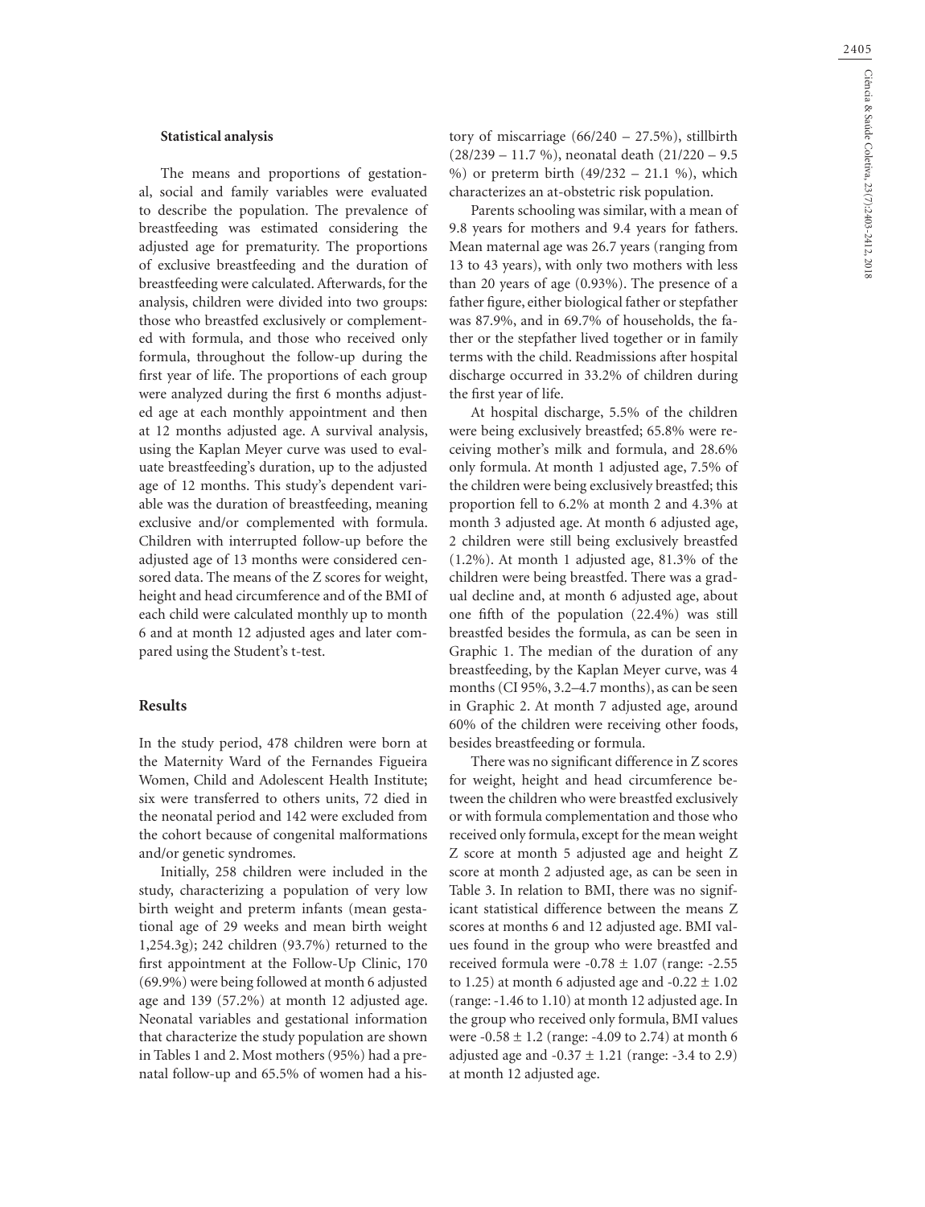**Statistical analysis**

The means and proportions of gestational, social and family variables were evaluated to describe the population. The prevalence of breastfeeding was estimated considering the adjusted age for prematurity. The proportions of exclusive breastfeeding and the duration of breastfeeding were calculated. Afterwards, for the analysis, children were divided into two groups: those who breastfed exclusively or complemented with formula, and those who received only formula, throughout the follow-up during the first year of life. The proportions of each group were analyzed during the first 6 months adjusted age at each monthly appointment and then at 12 months adjusted age. A survival analysis, using the Kaplan Meyer curve was used to evaluate breastfeeding's duration, up to the adjusted age of 12 months. This study's dependent variable was the duration of breastfeeding, meaning exclusive and/or complemented with formula. Children with interrupted follow-up before the adjusted age of 13 months were considered censored data. The means of the Z scores for weight, height and head circumference and of the BMI of each child were calculated monthly up to month 6 and at month 12 adjusted ages and later compared using the Student's t-test.

**Results**

In the study period, 478 children were born at the Maternity Ward of the Fernandes Figueira Women, Child and Adolescent Health Institute; six were transferred to others units, 72 died in the neonatal period and 142 were excluded from the cohort because of congenital malformations and/or genetic syndromes.

Initially, 258 children were included in the study, characterizing a population of very low birth weight and preterm infants (mean gestational age of 29 weeks and mean birth weight 1,254.3g); 242 children (93.7%) returned to the first appointment at the Follow-Up Clinic, 170 (69.9%) were being followed at month 6 adjusted age and 139 (57.2%) at month 12 adjusted age. Neonatal variables and gestational information that characterize the study population are shown in Tables 1 and 2. Most mothers (95%) had a prenatal follow-up and 65.5% of women had a history of miscarriage (66/240 – 27.5%), stillbirth (28/239 – 11.7 %), neonatal death (21/220 – 9.5 %) or preterm birth (49/232 – 21.1 %), which characterizes an at-obstetric risk population.

Parents schooling was similar, with a mean of 9.8 years for mothers and 9.4 years for fathers. Mean maternal age was 26.7 years (ranging from 13 to 43 years), with only two mothers with less than 20 years of age (0.93%). The presence of a father figure, either biological father or stepfather was 87.9%, and in 69.7% of households, the father or the stepfather lived together or in family terms with the child. Readmissions after hospital discharge occurred in 33.2% of children during the first year of life.

At hospital discharge, 5.5% of the children were being exclusively breastfed; 65.8% were receiving mother's milk and formula, and 28.6% only formula. At month 1 adjusted age, 7.5% of the children were being exclusively breastfed; this proportion fell to 6.2% at month 2 and 4.3% at month 3 adjusted age. At month 6 adjusted age, 2 children were still being exclusively breastfed (1.2%). At month 1 adjusted age, 81.3% of the children were being breastfed. There was a gradual decline and, at month 6 adjusted age, about one fifth of the population (22.4%) was still breastfed besides the formula, as can be seen in Graphic 1. The median of the duration of any breastfeeding, by the Kaplan Meyer curve, was 4 months (CI 95%, 3.2–4.7 months), as can be seen in Graphic 2. At month 7 adjusted age, around 60% of the children were receiving other foods, besides breastfeeding or formula.

There was no significant difference in Z scores for weight, height and head circumference between the children who were breastfed exclusively or with formula complementation and those who received only formula, except for the mean weight Z score at month 5 adjusted age and height Z score at month 2 adjusted age, as can be seen in Table 3. In relation to BMI, there was no significant statistical difference between the means Z scores at months 6 and 12 adjusted age. BMI values found in the group who were breastfed and received formula were -0.78 ± 1.07 (range: -2.55 to 1.25) at month 6 adjusted age and -0.22 ± 1.02 (range: -1.46 to 1.10) at month 12 adjusted age. In the group who received only formula, BMI values were -0.58 ± 1.2 (range: -4.09 to 2.74) at month 6 adjusted age and -0.37 ± 1.21 (range: -3.4 to 2.9) at month 12 adjusted age.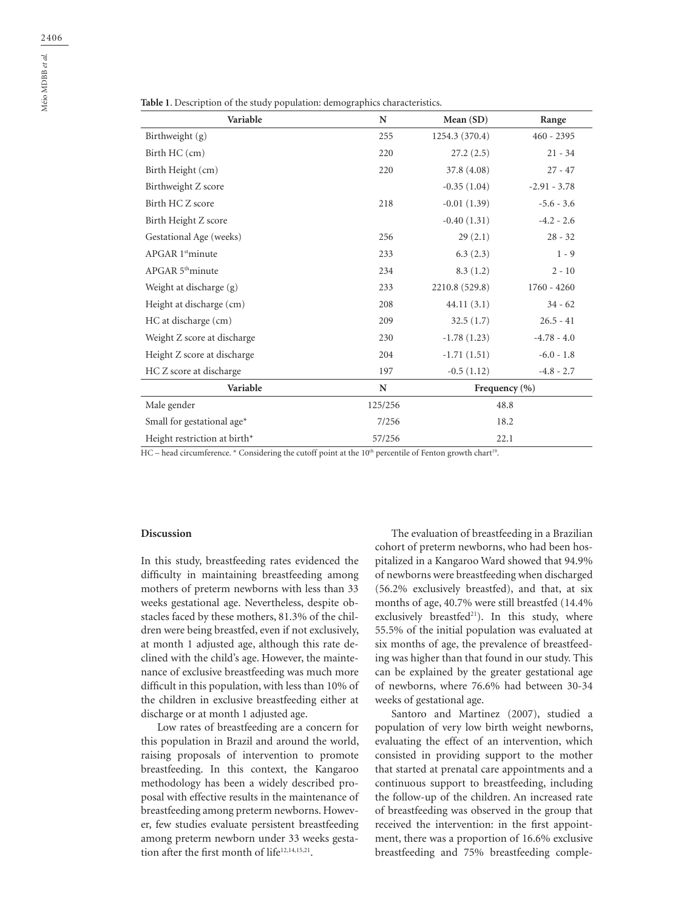**Table 1**. Description of the study population: demographics characteristics.

| Variable | N | Mean (SD) | Range |
|---|---|---|---|
| Birthweight (g) | 255 | 1254.3 (370.4) | 460 - 2395 |
| Birth HC (cm) | 220 | 27.2 (2.5) | 21 - 34 |
| Birth Height (cm) | 220 | 37.8 (4.08) | 27 - 47 |
| Birthweight Z score | | -0.35 (1.04) | -2.91 - 3.78 |
| Birth HC Z score | 218 | -0.01 (1.39) | -5.6 - 3.6 |
| Birth Height Z score | | -0.40 (1.31) | -4.2 - 2.6 |
| Gestational Age (weeks) | 256 | 29 (2.1) | 28 - 32 |
| APGAR 1st minute | 233 | 6.3 (2.3) | 1 - 9 |
| APGAR 5th minute | 234 | 8.3 (1.2) | 2 - 10 |
| Weight at discharge (g) | 233 | 2210.8 (529.8) | 1760 - 4260 |
| Height at discharge (cm) | 208 | 44.11 (3.1) | 34 - 62 |
| HC at discharge (cm) | 209 | 32.5 (1.7) | 26.5 - 41 |
| Weight Z score at discharge | 230 | -1.78 (1.23) | -4.78 - 4.0 |
| Height Z score at discharge | 204 | -1.71 (1.51) | -6.0 - 1.8 |
| HC Z score at discharge | 197 | -0.5 (1.12) | -4.8 - 2.7 |
| **Variable** | **N** | **Frequency (%)** | |
| Male gender | 125/256 | 48.8 | |
| Small for gestational age* | 7/256 | 18.2 | |
| Height restriction at birth* | 57/256 | 22.1 | |

HC – head circumference. * Considering the cutoff point at the 10th percentile of Fenton growth chart[19].

## Discussion

In this study, breastfeeding rates evidenced the difficulty in maintaining breastfeeding among mothers of preterm newborns with less than 33 weeks gestational age. Nevertheless, despite obstacles faced by these mothers, 81.3% of the children were being breastfed, even if not exclusively, at month 1 adjusted age, although this rate declined with the child's age. However, the maintenance of exclusive breastfeeding was much more difficult in this population, with less than 10% of the children in exclusive breastfeeding either at discharge or at month 1 adjusted age.

Low rates of breastfeeding are a concern for this population in Brazil and around the world, raising proposals of intervention to promote breastfeeding. In this context, the Kangaroo methodology has been a widely described proposal with effective results in the maintenance of breastfeeding among preterm newborns. However, few studies evaluate persistent breastfeeding among preterm newborn under 33 weeks gestation after the first month of life[12,14,15,21].

The evaluation of breastfeeding in a Brazilian cohort of preterm newborns, who had been hospitalized in a Kangaroo Ward showed that 94.9% of newborns were breastfeeding when discharged (56.2% exclusively breastfed), and that, at six months of age, 40.7% were still breastfed (14.4% exclusively breastfed[21]). In this study, where 55.5% of the initial population was evaluated at six months of age, the prevalence of breastfeeding was higher than that found in our study. This can be explained by the greater gestational age of newborns, where 76.6% had between 30-34 weeks of gestational age.

Santoro and Martinez (2007), studied a population of very low birth weight newborns, evaluating the effect of an intervention, which consisted in providing support to the mother that started at prenatal care appointments and a continuous support to breastfeeding, including the follow-up of the children. An increased rate of breastfeeding was observed in the group that received the intervention: in the first appointment, there was a proportion of 16.6% exclusive breastfeeding and 75% breastfeeding comple-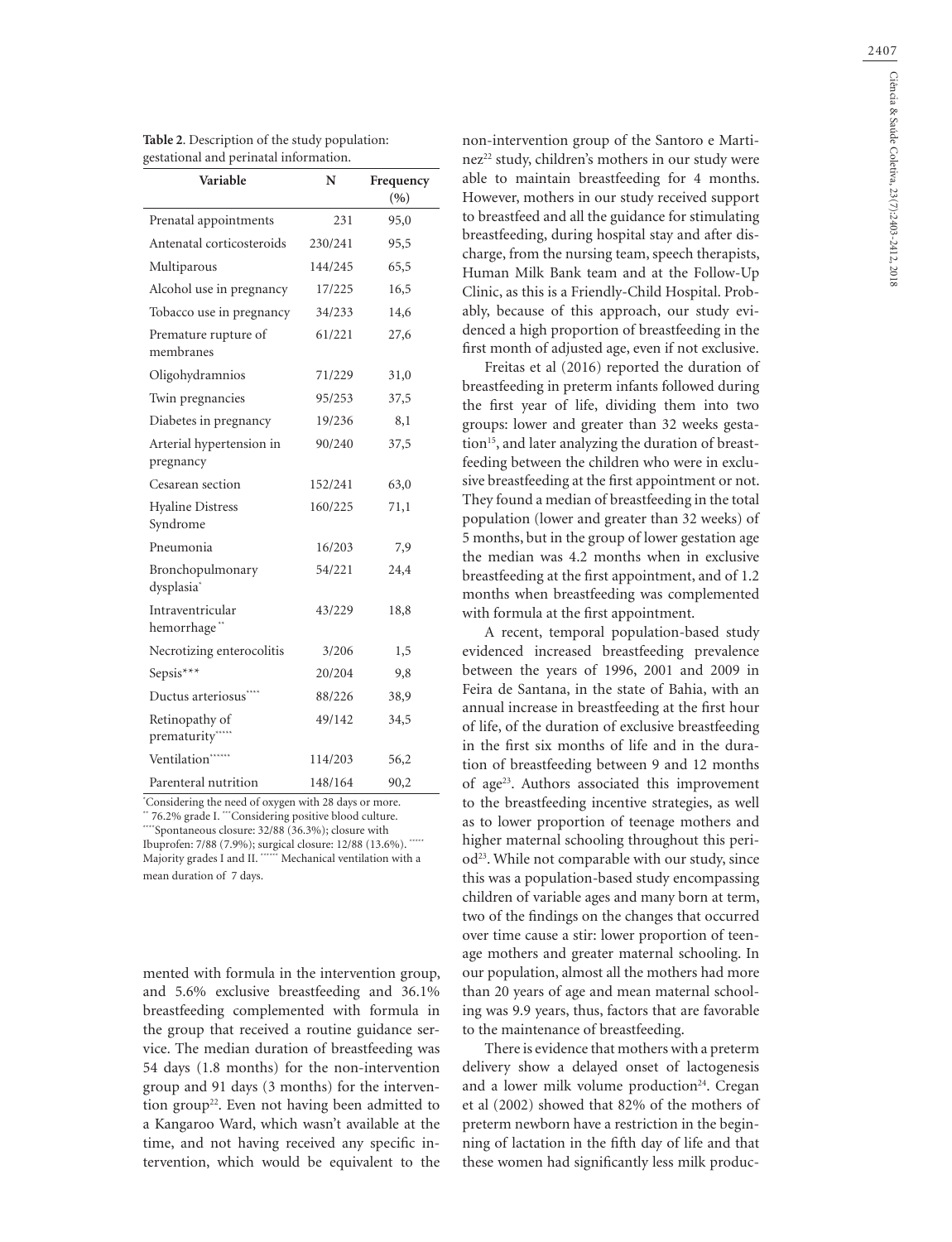**Table 2**. Description of the study population: gestational and perinatal information.

| Variable | N | Frequency (%) |
|---|---|---|
| Prenatal appointments | 231 | 95,0 |
| Antenatal corticosteroids | 230/241 | 95,5 |
| Multiparous | 144/245 | 65,5 |
| Alcohol use in pregnancy | 17/225 | 16,5 |
| Tobacco use in pregnancy | 34/233 | 14,6 |
| Premature rupture of membranes | 61/221 | 27,6 |
| Oligohydramnios | 71/229 | 31,0 |
| Twin pregnancies | 95/253 | 37,5 |
| Diabetes in pregnancy | 19/236 | 8,1 |
| Arterial hypertension in pregnancy | 90/240 | 37,5 |
| Cesarean section | 152/241 | 63,0 |
| Hyaline Distress Syndrome | 160/225 | 71,1 |
| Pneumonia | 16/203 | 7,9 |
| Bronchopulmonary dysplasia* | 54/221 | 24,4 |
| Intraventricular hemorrhage** | 43/229 | 18,8 |
| Necrotizing enterocolitis | 3/206 | 1,5 |
| Sepsis*** | 20/204 | 9,8 |
| Ductus arteriosus**** | 88/226 | 38,9 |
| Retinopathy of prematurity***** | 49/142 | 34,5 |
| Ventilation****** | 114/203 | 56,2 |
| Parenteral nutrition | 148/164 | 90,2 |

*Considering the need of oxygen with 28 days or more. ** 76.2% grade I. ***Considering positive blood culture. ****Spontaneous closure: 32/88 (36.3%); closure with Ibuprofen: 7/88 (7.9%); surgical closure: 12/88 (13.6%). ***** Majority grades I and II. ****** Mechanical ventilation with a mean duration of 7 days.

mented with formula in the intervention group, and 5.6% exclusive breastfeeding and 36.1% breastfeeding complemented with formula in the group that received a routine guidance service. The median duration of breastfeeding was 54 days (1.8 months) for the non-intervention group and 91 days (3 months) for the intervention group[22]. Even not having been admitted to a Kangaroo Ward, which wasn't available at the time, and not having received any specific intervention, which would be equivalent to the non-intervention group of the Santoro e Martinez[22] study, children's mothers in our study were able to maintain breastfeeding for 4 months. However, mothers in our study received support to breastfeed and all the guidance for stimulating breastfeeding, during hospital stay and after discharge, from the nursing team, speech therapists, Human Milk Bank team and at the Follow-Up Clinic, as this is a Friendly-Child Hospital. Probably, because of this approach, our study evidenced a high proportion of breastfeeding in the first month of adjusted age, even if not exclusive.

Freitas et al (2016) reported the duration of breastfeeding in preterm infants followed during the first year of life, dividing them into two groups: lower and greater than 32 weeks gestation[15], and later analyzing the duration of breastfeeding between the children who were in exclusive breastfeeding at the first appointment or not. They found a median of breastfeeding in the total population (lower and greater than 32 weeks) of 5 months, but in the group of lower gestation age the median was 4.2 months when in exclusive breastfeeding at the first appointment, and of 1.2 months when breastfeeding was complemented with formula at the first appointment.

A recent, temporal population-based study evidenced increased breastfeeding prevalence between the years of 1996, 2001 and 2009 in Feira de Santana, in the state of Bahia, with an annual increase in breastfeeding at the first hour of life, of the duration of exclusive breastfeeding in the first six months of life and in the duration of breastfeeding between 9 and 12 months of age[23]. Authors associated this improvement to the breastfeeding incentive strategies, as well as to lower proportion of teenage mothers and higher maternal schooling throughout this period[23]. While not comparable with our study, since this was a population-based study encompassing children of variable ages and many born at term, two of the findings on the changes that occurred over time cause a stir: lower proportion of teenage mothers and greater maternal schooling. In our population, almost all the mothers had more than 20 years of age and mean maternal schooling was 9.9 years, thus, factors that are favorable to the maintenance of breastfeeding.

There is evidence that mothers with a preterm delivery show a delayed onset of lactogenesis and a lower milk volume production[24]. Cregan et al (2002) showed that 82% of the mothers of preterm newborn have a restriction in the beginning of lactation in the fifth day of life and that these women had significantly less milk produc-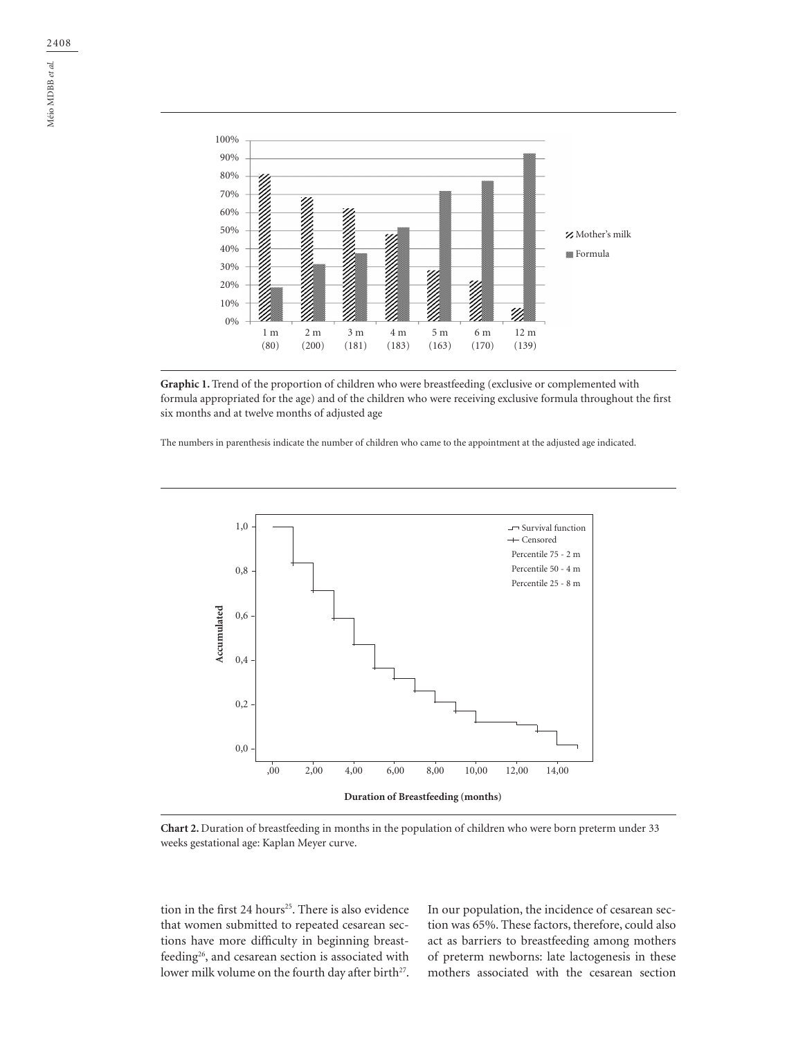**Graphic 1.** Trend of the proportion of children who were breastfeeding (exclusive or complemented with formula appropriated for the age) and of the children who were receiving exclusive formula throughout the first six months and at twelve months of adjusted age

The numbers in parenthesis indicate the number of children who came to the appointment at the adjusted age indicated.

**Chart 2.** Duration of breastfeeding in months in the population of children who were born preterm under 33 weeks gestational age: Kaplan Meyer curve.

tion in the first 24 hours[25]. There is also evidence that women submitted to repeated cesarean sections have more difficulty in beginning breastfeeding[26], and cesarean section is associated with lower milk volume on the fourth day after birth[27]. In our population, the incidence of cesarean section was 65%. These factors, therefore, could also act as barriers to breastfeeding among mothers of preterm newborns: late lactogenesis in these mothers associated with the cesarean section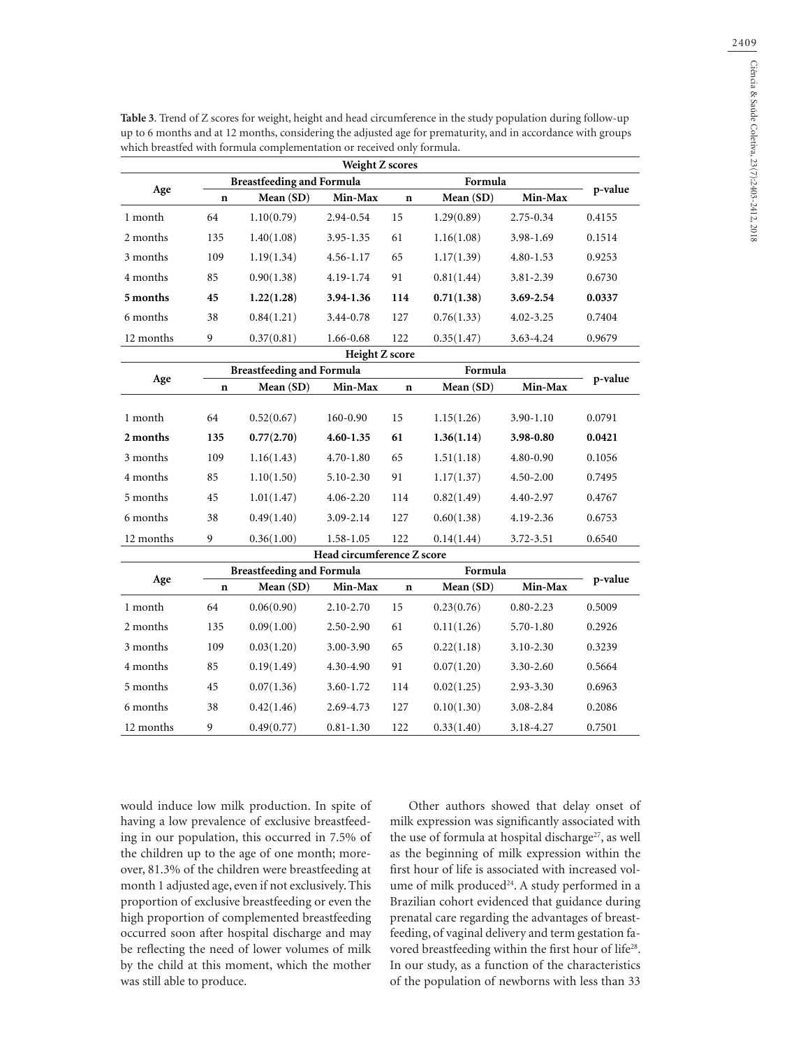**Table 3**. Trend of Z scores for weight, height and head circumference in the study population during follow-up up to 6 months and at 12 months, considering the adjusted age for prematurity, and in accordance with groups which breastfed with formula complementation or received only formula.

| Weight Z scores | | | | | | | |
|---|---|---|---|---|---|---|---|
| Age | Breastfeeding and Formula | | | Formula | | | p-value |
| | n | Mean (SD) | Min-Max | n | Mean (SD) | Min-Max | |
| 1 month | 64 | 1.10(0.79) | 2.94-0.54 | 15 | 1.29(0.89) | 2.75-0.34 | 0.4155 |
| 2 months | 135 | 1.40(1.08) | 3.95-1.35 | 61 | 1.16(1.08) | 3.98-1.69 | 0.1514 |
| 3 months | 109 | 1.19(1.34) | 4.56-1.17 | 65 | 1.17(1.39) | 4.80-1.53 | 0.9253 |
| 4 months | 85 | 0.90(1.38) | 4.19-1.74 | 91 | 0.81(1.44) | 3.81-2.39 | 0.6730 |
| **5 months** | **45** | **1.22(1.28)** | **3.94-1.36** | **114** | **0.71(1.38)** | **3.69-2.54** | **0.0337** |
| 6 months | 38 | 0.84(1.21) | 3.44-0.78 | 127 | 0.76(1.33) | 4.02-3.25 | 0.7404 |
| 12 months | 9 | 0.37(0.81) | 1.66-0.68 | 122 | 0.35(1.47) | 3.63-4.24 | 0.9679 |
| **Height Z score** | | | | | | | |
| Age | Breastfeeding and Formula | | | Formula | | | p-value |
| | n | Mean (SD) | Min-Max | n | Mean (SD) | Min-Max | |
| 1 month | 64 | 0.52(0.67) | 160-0.90 | 15 | 1.15(1.26) | 3.90-1.10 | 0.0791 |
| **2 months** | **135** | **0.77(2.70)** | **4.60-1.35** | **61** | **1.36(1.14)** | **3.98-0.80** | **0.0421** |
| 3 months | 109 | 1.16(1.43) | 4.70-1.80 | 65 | 1.51(1.18) | 4.80-0.90 | 0.1056 |
| 4 months | 85 | 1.10(1.50) | 5.10-2.30 | 91 | 1.17(1.37) | 4.50-2.00 | 0.7495 |
| 5 months | 45 | 1.01(1.47) | 4.06-2.20 | 114 | 0.82(1.49) | 4.40-2.97 | 0.4767 |
| 6 months | 38 | 0.49(1.40) | 3.09-2.14 | 127 | 0.60(1.38) | 4.19-2.36 | 0.6753 |
| 12 months | 9 | 0.36(1.00) | 1.58-1.05 | 122 | 0.14(1.44) | 3.72-3.51 | 0.6540 |
| **Head circumference Z score** | | | | | | | |
| Age | Breastfeeding and Formula | | | Formula | | | p-value |
| | n | Mean (SD) | Min-Max | n | Mean (SD) | Min-Max | |
| 1 month | 64 | 0.06(0.90) | 2.10-2.70 | 15 | 0.23(0.76) | 0.80-2.23 | 0.5009 |
| 2 months | 135 | 0.09(1.00) | 2.50-2.90 | 61 | 0.11(1.26) | 5.70-1.80 | 0.2926 |
| 3 months | 109 | 0.03(1.20) | 3.00-3.90 | 65 | 0.22(1.18) | 3.10-2.30 | 0.3239 |
| 4 months | 85 | 0.19(1.49) | 4.30-4.90 | 91 | 0.07(1.20) | 3.30-2.60 | 0.5664 |
| 5 months | 45 | 0.07(1.36) | 3.60-1.72 | 114 | 0.02(1.25) | 2.93-3.30 | 0.6963 |
| 6 months | 38 | 0.42(1.46) | 2.69-4.73 | 127 | 0.10(1.30) | 3.08-2.84 | 0.2086 |
| 12 months | 9 | 0.49(0.77) | 0.81-1.30 | 122 | 0.33(1.40) | 3.18-4.27 | 0.7501 |

would induce low milk production. In spite of having a low prevalence of exclusive breastfeeding in our population, this occurred in 7.5% of the children up to the age of one month; moreover, 81.3% of the children were breastfeeding at month 1 adjusted age, even if not exclusively. This proportion of exclusive breastfeeding or even the high proportion of complemented breastfeeding occurred soon after hospital discharge and may be reflecting the need of lower volumes of milk by the child at this moment, which the mother was still able to produce.

Other authors showed that delay onset of milk expression was significantly associated with the use of formula at hospital discharge[27], as well as the beginning of milk expression within the first hour of life is associated with increased volume of milk produced[24]. A study performed in a Brazilian cohort evidenced that guidance during prenatal care regarding the advantages of breastfeeding, of vaginal delivery and term gestation favored breastfeeding within the first hour of life[28]. In our study, as a function of the characteristics of the population of newborns with less than 33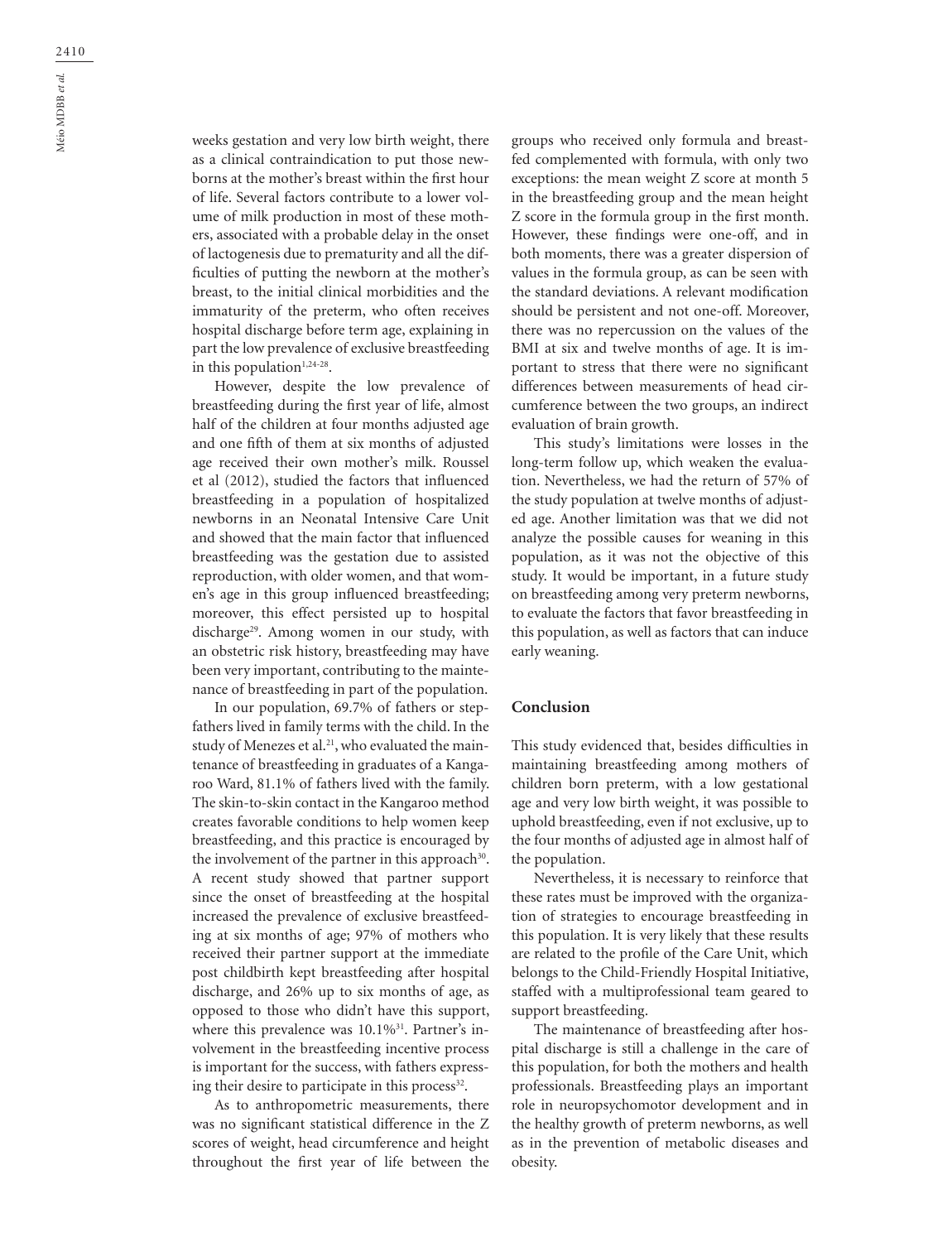weeks gestation and very low birth weight, there as a clinical contraindication to put those newborns at the mother's breast within the first hour of life. Several factors contribute to a lower volume of milk production in most of these mothers, associated with a probable delay in the onset of lactogenesis due to prematurity and all the difficulties of putting the newborn at the mother's breast, to the initial clinical morbidities and the immaturity of the preterm, who often receives hospital discharge before term age, explaining in part the low prevalence of exclusive breastfeeding in this population[1,24-28].

However, despite the low prevalence of breastfeeding during the first year of life, almost half of the children at four months adjusted age and one fifth of them at six months of adjusted age received their own mother's milk. Roussel et al (2012), studied the factors that influenced breastfeeding in a population of hospitalized newborns in an Neonatal Intensive Care Unit and showed that the main factor that influenced breastfeeding was the gestation due to assisted reproduction, with older women, and that women's age in this group influenced breastfeeding; moreover, this effect persisted up to hospital discharge[29]. Among women in our study, with an obstetric risk history, breastfeeding may have been very important, contributing to the maintenance of breastfeeding in part of the population.

In our population, 69.7% of fathers or stepfathers lived in family terms with the child. In the study of Menezes et al.[21], who evaluated the maintenance of breastfeeding in graduates of a Kangaroo Ward, 81.1% of fathers lived with the family. The skin-to-skin contact in the Kangaroo method creates favorable conditions to help women keep breastfeeding, and this practice is encouraged by the involvement of the partner in this approach[30]. A recent study showed that partner support since the onset of breastfeeding at the hospital increased the prevalence of exclusive breastfeeding at six months of age; 97% of mothers who received their partner support at the immediate post childbirth kept breastfeeding after hospital discharge, and 26% up to six months of age, as opposed to those who didn't have this support, where this prevalence was 10.1%[31]. Partner's involvement in the breastfeeding incentive process is important for the success, with fathers expressing their desire to participate in this process[32].

As to anthropometric measurements, there was no significant statistical difference in the Z scores of weight, head circumference and height throughout the first year of life between the groups who received only formula and breastfed complemented with formula, with only two exceptions: the mean weight Z score at month 5 in the breastfeeding group and the mean height Z score in the formula group in the first month. However, these findings were one-off, and in both moments, there was a greater dispersion of values in the formula group, as can be seen with the standard deviations. A relevant modification should be persistent and not one-off. Moreover, there was no repercussion on the values of the BMI at six and twelve months of age. It is important to stress that there were no significant differences between measurements of head circumference between the two groups, an indirect evaluation of brain growth.

This study's limitations were losses in the long-term follow up, which weaken the evaluation. Nevertheless, we had the return of 57% of the study population at twelve months of adjusted age. Another limitation was that we did not analyze the possible causes for weaning in this population, as it was not the objective of this study. It would be important, in a future study on breastfeeding among very preterm newborns, to evaluate the factors that favor breastfeeding in this population, as well as factors that can induce early weaning.

## Conclusion

This study evidenced that, besides difficulties in maintaining breastfeeding among mothers of children born preterm, with a low gestational age and very low birth weight, it was possible to uphold breastfeeding, even if not exclusive, up to the four months of adjusted age in almost half of the population.

Nevertheless, it is necessary to reinforce that these rates must be improved with the organization of strategies to encourage breastfeeding in this population. It is very likely that these results are related to the profile of the Care Unit, which belongs to the Child-Friendly Hospital Initiative, staffed with a multiprofessional team geared to support breastfeeding.

The maintenance of breastfeeding after hospital discharge is still a challenge in the care of this population, for both the mothers and health professionals. Breastfeeding plays an important role in neuropsychomotor development and in the healthy growth of preterm newborns, as well as in the prevention of metabolic diseases and obesity.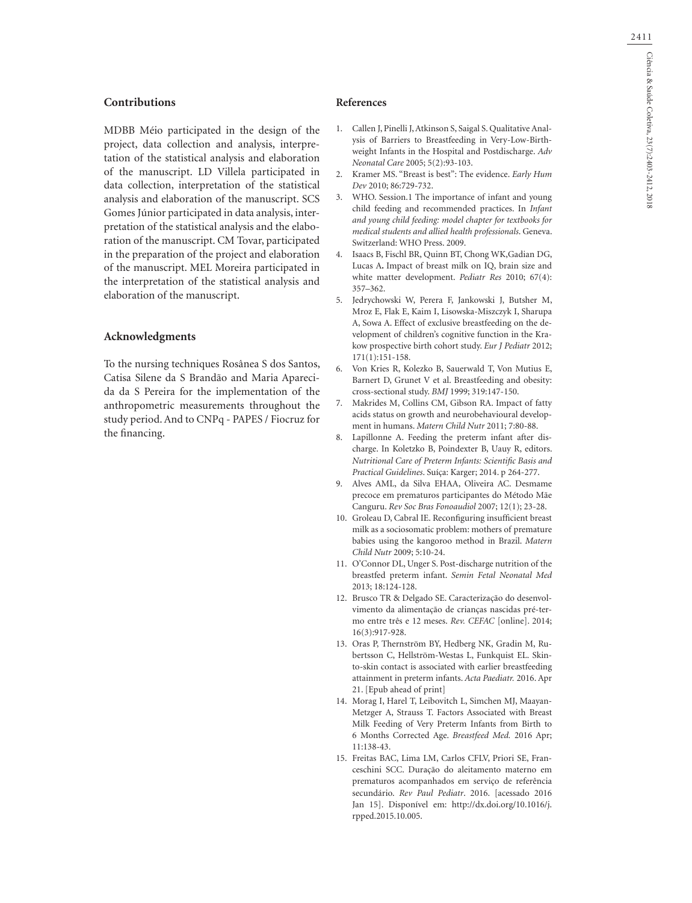## Contributions

MDBB Méio participated in the design of the project, data collection and analysis, interpretation of the statistical analysis and elaboration of the manuscript. LD Villela participated in data collection, interpretation of the statistical analysis and elaboration of the manuscript. SCS Gomes Júnior participated in data analysis, interpretation of the statistical analysis and the elaboration of the manuscript. CM Tovar, participated in the preparation of the project and elaboration of the manuscript. MEL Moreira participated in the interpretation of the statistical analysis and elaboration of the manuscript.

## Acknowledgments

To the nursing techniques Rosânea S dos Santos, Catisa Silene da S Brandão and Maria Aparecida da S Pereira for the implementation of the anthropometric measurements throughout the study period. And to CNPq - PAPES / Fiocruz for the financing.

## References

1. Callen J, Pinelli J, Atkinson S, Saigal S. Qualitative Analysis of Barriers to Breastfeeding in Very-Low-Birthweight Infants in the Hospital and Postdischarge. *Adv Neonatal Care* 2005; 5(2):93-103.
2. Kramer MS. "Breast is best": The evidence. *Early Hum Dev* 2010; 86:729-732.
3. WHO. Session.1 The importance of infant and young child feeding and recommended practices. In *Infant and young child feeding: model chapter for textbooks for medical students and allied health professionals*. Geneva. Switzerland: WHO Press. 2009.
4. Isaacs B, Fischl BR, Quinn BT, Chong WK,Gadian DG, Lucas A. Impact of breast milk on IQ, brain size and white matter development. *Pediatr Res* 2010; 67(4): 357–362.
5. Jedrychowski W, Perera F, Jankowski J, Butsher M, Mroz E, Flak E, Kaim I, Lisowska-Miszczyk I, Sharupa A, Sowa A. Effect of exclusive breastfeeding on the development of children's cognitive function in the Krakow prospective birth cohort study. *Eur J Pediatr* 2012; 171(1):151-158.
6. Von Kries R, Kolezko B, Sauerwald T, Von Mutius E, Barnert D, Grunet V et al. Breastfeeding and obesity: cross-sectional study. *BMJ* 1999; 319:147-150.
7. Makrides M, Collins CM, Gibson RA. Impact of fatty acids status on growth and neurobehavioural development in humans. *Matern Child Nutr* 2011; 7:80-88.
8. Lapillonne A. Feeding the preterm infant after discharge. In Koletzko B, Poindexter B, Uauy R, editors. *Nutritional Care of Preterm Infants: Scientific Basis and Practical Guidelines*. Suíça: Karger; 2014. p 264-277.
9. Alves AML, da Silva EHAA, Oliveira AC. Desmame precoce em prematuros participantes do Método Mãe Canguru. *Rev Soc Bras Fonoaudiol* 2007; 12(1); 23-28.
10. Groleau D, Cabral IE. Reconfiguring insufficient breast milk as a sociosomatic problem: mothers of premature babies using the kangoroo method in Brazil. *Matern Child Nutr* 2009; 5:10-24.
11. O'Connor DL, Unger S. Post-discharge nutrition of the breastfed preterm infant. *Semin Fetal Neonatal Med* 2013; 18:124-128.
12. Brusco TR & Delgado SE. Caracterização do desenvolvimento da alimentação de crianças nascidas pré-termo entre três e 12 meses. *Rev. CEFAC* [online]. 2014; 16(3):917-928.
13. Oras P, Thernström BY, Hedberg NK, Gradin M, Rubertsson C, Hellström-Westas L, Funkquist EL. Skin-to-skin contact is associated with earlier breastfeeding attainment in preterm infants. *Acta Paediatr.* 2016. Apr 21. [Epub ahead of print]
14. Morag I, Harel T, Leibovitch L, Simchen MJ, Maayan-Metzger A, Strauss T. Factors Associated with Breast Milk Feeding of Very Preterm Infants from Birth to 6 Months Corrected Age. *Breastfeed Med.* 2016 Apr; 11:138-43.
15. Freitas BAC, Lima LM, Carlos CFLV, Priori SE, Franceschini SCC. Duração do aleitamento materno em prematuros acompanhados em serviço de referência secundário. *Rev Paul Pediatr*. 2016. [acessado 2016 Jan 15]. Disponível em: http://dx.doi.org/10.1016/j.rpped.2015.10.005.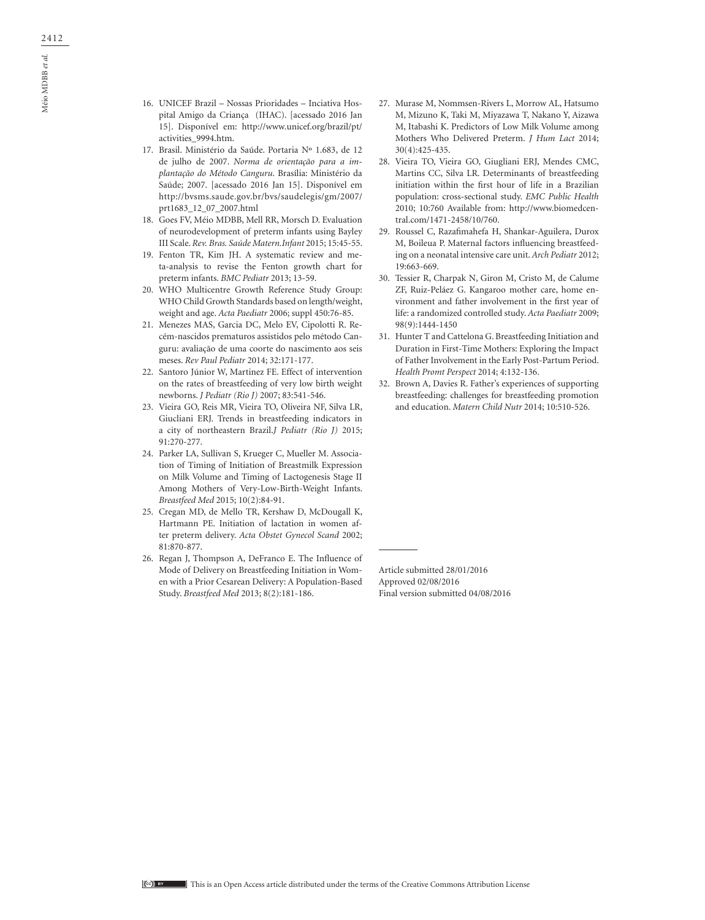16. UNICEF Brazil – Nossas Prioridades – Inciativa Hospital Amigo da Criança (IHAC). [acessado 2016 Jan 15]. Disponível em: http://www.unicef.org/brazil/pt/activities_9994.htm.
17. Brasil. Ministério da Saúde. Portaria Nº 1.683, de 12 de julho de 2007. *Norma de orientação para a implantação do Método Canguru*. Brasília: Ministério da Saúde; 2007. [acessado 2016 Jan 15]. Disponível em http://bvsms.saude.gov.br/bvs/saudelegis/gm/2007/prt1683_12_07_2007.html
18. Goes FV, Méio MDBB, Mell RR, Morsch D. Evaluation of neurodevelopment of preterm infants using Bayley III Scale. *Rev. Bras. Saúde Matern.Infant* 2015; 15:45-55.
19. Fenton TR, Kim JH. A systematic review and meta-analysis to revise the Fenton growth chart for preterm infants. *BMC Pediatr* 2013; 13-59.
20. WHO Multicentre Growth Reference Study Group: WHO Child Growth Standards based on length/weight, weight and age. *Acta Paediatr* 2006; suppl 450:76-85.
21. Menezes MAS, Garcia DC, Melo EV, Cipolotti R. Recém-nascidos prematuros assistidos pelo método Canguru: avaliação de uma coorte do nascimento aos seis meses. *Rev Paul Pediatr* 2014; 32:171-177.
22. Santoro Júnior W, Martinez FE. Effect of intervention on the rates of breastfeeding of very low birth weight newborns. *J Pediatr (Rio J)* 2007; 83:541-546.
23. Vieira GO, Reis MR, Vieira TO, Oliveira NF, Silva LR, Giucliani ERJ. Trends in breastfeeding indicators in a city of northeastern Brazil.*J Pediatr (Rio J)* 2015; 91:270-277.
24. Parker LA, Sullivan S, Krueger C, Mueller M. Association of Timing of Initiation of Breastmilk Expression on Milk Volume and Timing of Lactogenesis Stage II Among Mothers of Very-Low-Birth-Weight Infants. *Breastfeed Med* 2015; 10(2):84-91.
25. Cregan MD, de Mello TR, Kershaw D, McDougall K, Hartmann PE. Initiation of lactation in women after preterm delivery. *Acta Obstet Gynecol Scand* 2002; 81:870-877.
26. Regan J, Thompson A, DeFranco E. The Influence of Mode of Delivery on Breastfeeding Initiation in Women with a Prior Cesarean Delivery: A Population-Based Study. *Breastfeed Med* 2013; 8(2):181-186.
27. Murase M, Nommsen-Rivers L, Morrow AL, Hatsumo M, Mizuno K, Taki M, Miyazawa T, Nakano Y, Aizawa M, Itabashi K. Predictors of Low Milk Volume among Mothers Who Delivered Preterm. *J Hum Lact* 2014; 30(4):425-435.
28. Vieira TO, Vieira GO, Giugliani ERJ, Mendes CMC, Martins CC, Silva LR. Determinants of breastfeeding initiation within the first hour of life in a Brazilian population: cross-sectional study. *EMC Public Health* 2010; 10:760 Available from: http://www.biomedcentral.com/1471-2458/10/760.
29. Roussel C, Razafimahefa H, Shankar-Aguilera, Durox M, Boileua P. Maternal factors influencing breastfeeding on a neonatal intensive care unit. *Arch Pediatr* 2012; 19:663-669.
30. Tessier R, Charpak N, Giron M, Cristo M, de Calume ZF, Ruiz-Peláez G. Kangaroo mother care, home environment and father involvement in the first year of life: a randomized controlled study. *Acta Paediatr* 2009; 98(9):1444-1450
31. Hunter T and Cattelona G. Breastfeeding Initiation and Duration in First-Time Mothers: Exploring the Impact of Father Involvement in the Early Post-Partum Period. *Health Promt Perspect* 2014; 4:132-136.
32. Brown A, Davies R. Father's experiences of supporting breastfeeding: challenges for breastfeeding promotion and education. *Matern Child Nutr* 2014; 10:510-526.

---

Article submitted 28/01/2016
Approved 02/08/2016
Final version submitted 04/08/2016

This is an Open Access article distributed under the terms of the Creative Commons Attribution License